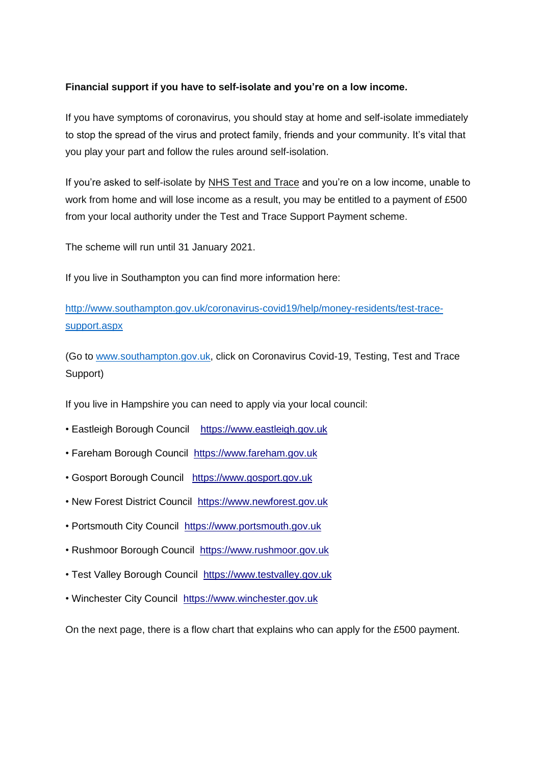**Financial support if you have to self-isolate and you're on a low income.**

If you have symptoms of coronavirus, you should stay at home and self-isolate immediately to stop the spread of the virus and protect family, friends and your community. It's vital that you play your part and follow the rules around self-isolation.

If you're asked to self-isolate by NHS Test and Trace and you're on a low income, unable to work from home and will lose income as a result, you may be entitled to a payment of £500 from your local authority under the Test and Trace Support Payment scheme.

The scheme will run until 31 January 2021.

If you live in Southampton you can find more information here:

http://www.southampton.gov.uk/coronavirus-covid19/help/money-residents/test-trace-support.aspx

(Go to www.southampton.gov.uk, click on Coronavirus Covid-19, Testing, Test and Trace Support)

If you live in Hampshire you can need to apply via your local council:

- Eastleigh Borough Council https://www.eastleigh.gov.uk
- Fareham Borough Council https://www.fareham.gov.uk
- Gosport Borough Council https://www.gosport.gov.uk
- New Forest District Council https://www.newforest.gov.uk
- Portsmouth City Council https://www.portsmouth.gov.uk
- Rushmoor Borough Council https://www.rushmoor.gov.uk
- Test Valley Borough Council https://www.testvalley.gov.uk
- Winchester City Council https://www.winchester.gov.uk

On the next page, there is a flow chart that explains who can apply for the £500 payment.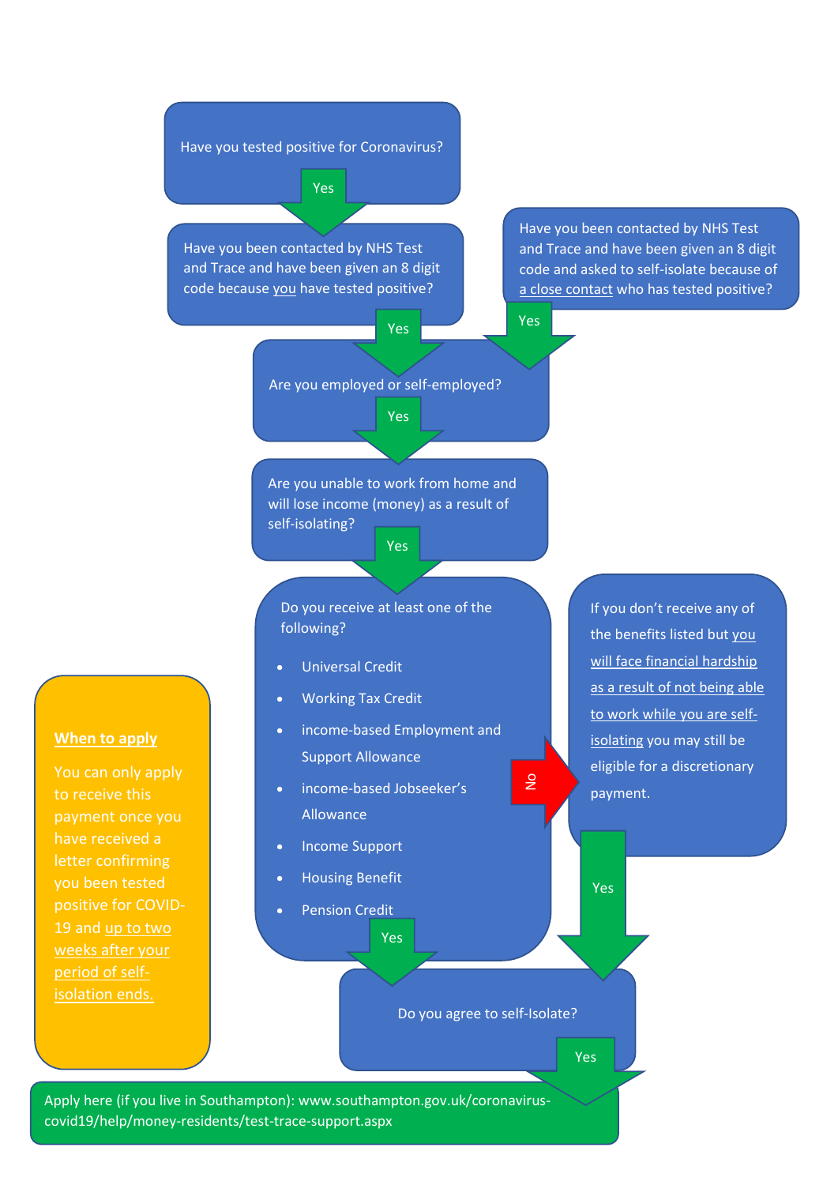Have you tested positive for Coronavirus?

Yes

Have you been contacted by NHS Test and Trace and have been given an 8 digit code because you have tested positive?

Yes

Have you been contacted by NHS Test and Trace and have been given an 8 digit code and asked to self-isolate because of a close contact who has tested positive?

Yes

Are you employed or self-employed?

Yes

Are you unable to work from home and will lose income (money) as a result of self-isolating?

Yes

Do you receive at least one of the following?

- Universal Credit
- Working Tax Credit
- income-based Employment and Support Allowance
- income-based Jobseeker's Allowance
- Income Support
- Housing Benefit
- Pension Credit

No

If you don't receive any of the benefits listed but you will face financial hardship as a result of not being able to work while you are self-isolating you may still be eligible for a discretionary payment.

Yes

Yes

Do you agree to self-Isolate?

Yes

Apply here (if you live in Southampton): www.southampton.gov.uk/coronavirus-covid19/help/money-residents/test-trace-support.aspx

**When to apply**

You can only apply to receive this payment once you have received a letter confirming you been tested positive for COVID-19 and up to two weeks after your period of self-isolation ends.